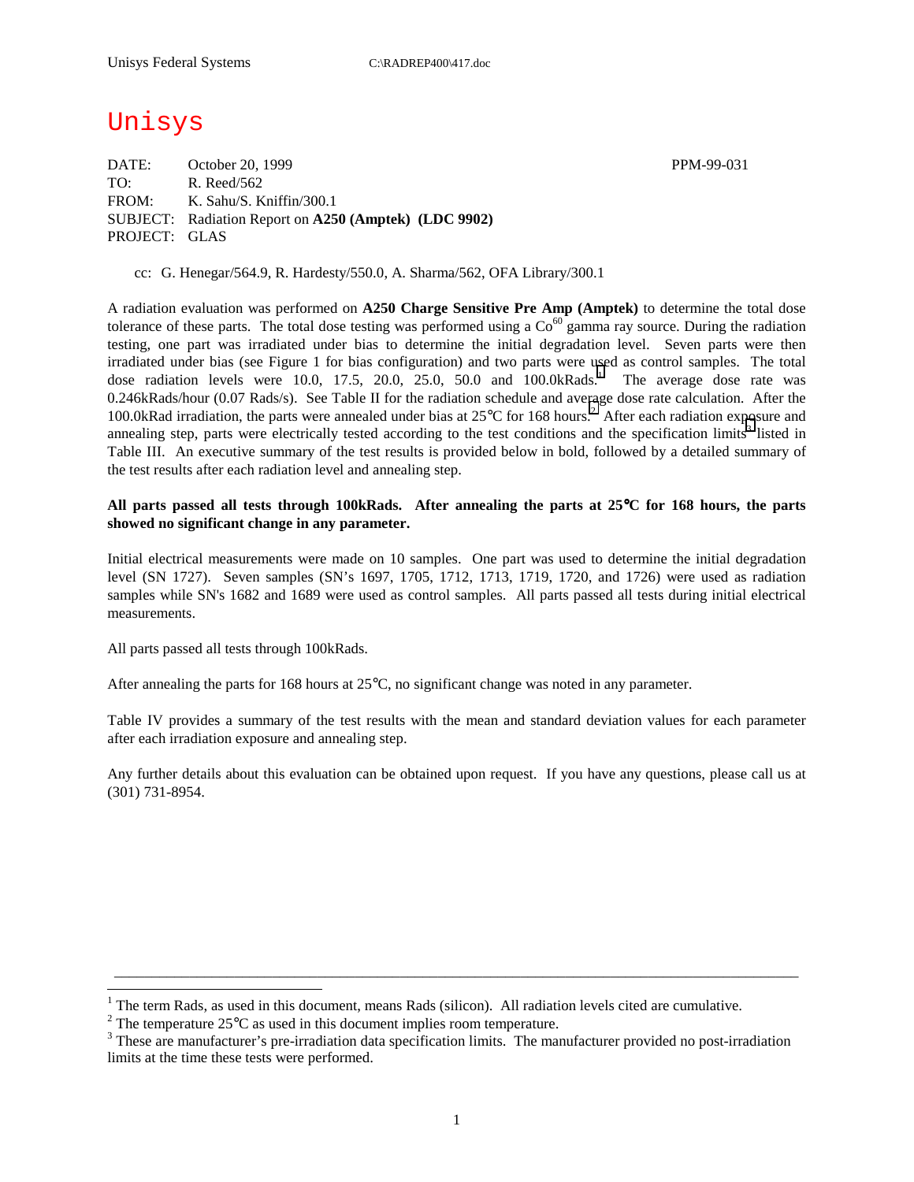Unisys Federal Systems C:\RADREP400\417.doc

# Unisys

DATE: October 20, 1999 PPM-99-031

TO: R. Reed/562

FROM: K. Sahu/S. Kniffin/300.1

SUBJECT: Radiation Report on **A250 (Amptek) (LDC 9902)**

PROJECT: GLAS

cc: G. Henegar/564.9, R. Hardesty/550.0, A. Sharma/562, OFA Library/300.1

A radiation evaluation was performed on **A250 Charge Sensitive Pre Amp (Amptek)** to determine the total dose tolerance of these parts. The total dose testing was performed using a $Co^{60}$ gamma ray source. During the radiation testing, one part was irradiated under bias to determine the initial degradation level. Seven parts were then irradiated under bias (see Figure 1 for bias configuration) and two parts were used as control samples. The total dose radiation levels were 10.0, 17.5, 20.0, 25.0, 50.0 and 100.0kRads.[1] The average dose rate was 0.246kRads/hour (0.07 Rads/s). See Table II for the radiation schedule and average dose rate calculation. After the 100.0kRad irradiation, the parts were annealed under bias at 25°C for 168 hours.[2] After each radiation exposure and annealing step, parts were electrically tested according to the test conditions and the specification limits[3] listed in Table III. An executive summary of the test results is provided below in bold, followed by a detailed summary of the test results after each radiation level and annealing step.

**All parts passed all tests through 100kRads. After annealing the parts at 25°C for 168 hours, the parts showed no significant change in any parameter.**

Initial electrical measurements were made on 10 samples. One part was used to determine the initial degradation level (SN 1727). Seven samples (SN's 1697, 1705, 1712, 1713, 1719, 1720, and 1726) were used as radiation samples while SN's 1682 and 1689 were used as control samples. All parts passed all tests during initial electrical measurements.

All parts passed all tests through 100kRads.

After annealing the parts for 168 hours at 25°C, no significant change was noted in any parameter.

Table IV provides a summary of the test results with the mean and standard deviation values for each parameter after each irradiation exposure and annealing step.

Any further details about this evaluation can be obtained upon request. If you have any questions, please call us at (301) 731-8954.

---

[1] The term Rads, as used in this document, means Rads (silicon). All radiation levels cited are cumulative.

[2] The temperature 25°C as used in this document implies room temperature.

[3] These are manufacturer's pre-irradiation data specification limits. The manufacturer provided no post-irradiation limits at the time these tests were performed.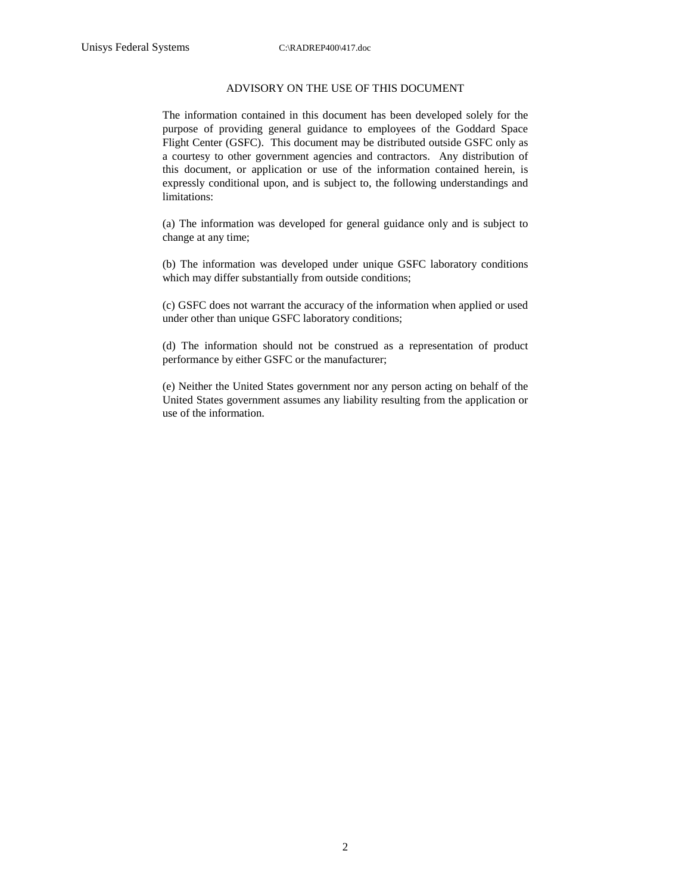ADVISORY ON THE USE OF THIS DOCUMENT

The information contained in this document has been developed solely for the purpose of providing general guidance to employees of the Goddard Space Flight Center (GSFC). This document may be distributed outside GSFC only as a courtesy to other government agencies and contractors. Any distribution of this document, or application or use of the information contained herein, is expressly conditional upon, and is subject to, the following understandings and limitations:

(a) The information was developed for general guidance only and is subject to change at any time;

(b) The information was developed under unique GSFC laboratory conditions which may differ substantially from outside conditions;

(c) GSFC does not warrant the accuracy of the information when applied or used under other than unique GSFC laboratory conditions;

(d) The information should not be construed as a representation of product performance by either GSFC or the manufacturer;

(e) Neither the United States government nor any person acting on behalf of the United States government assumes any liability resulting from the application or use of the information.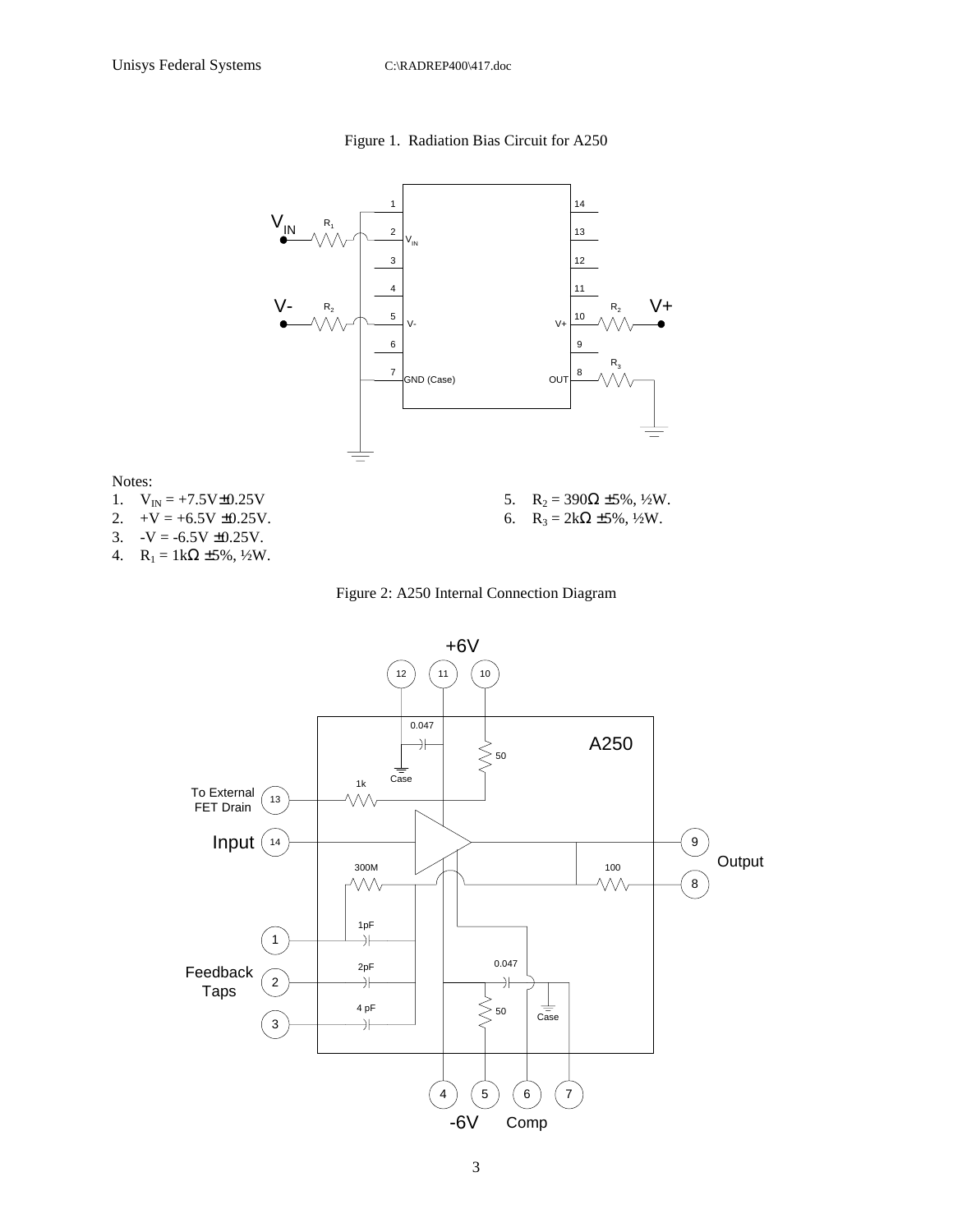Figure 1. Radiation Bias Circuit for A250

1
2
3
4
5
6
7
14
13
12
11
10
9
8
$V_{IN}$
$R_1$
$V_{IN}$
V-
$R_2$
V-
GND (Case)
V+
OUT
$R_2$
V+
$R_3$

Notes:

1. $V_{IN}$ = +7.5V±0.25V
2. +V = +6.5V ±0.25V.
3. -V = -6.5V ±0.25V.
4. $R_1$ = 1kΩ ±5%, ½W.
5. $R_2$ = 390Ω ±5%, ½W.
6. $R_3$ = 2kΩ ±5%, ½W.

Figure 2: A250 Internal Connection Diagram

+6V
12
11
10
0.047
Case
50
A250
1k
To External FET Drain
13
Input
14
9
Output
300M
100
8
1pF
1
Feedback Taps
2pF
2
0.047
4 pF
3
50
Case
4
5
6
7
-6V
Comp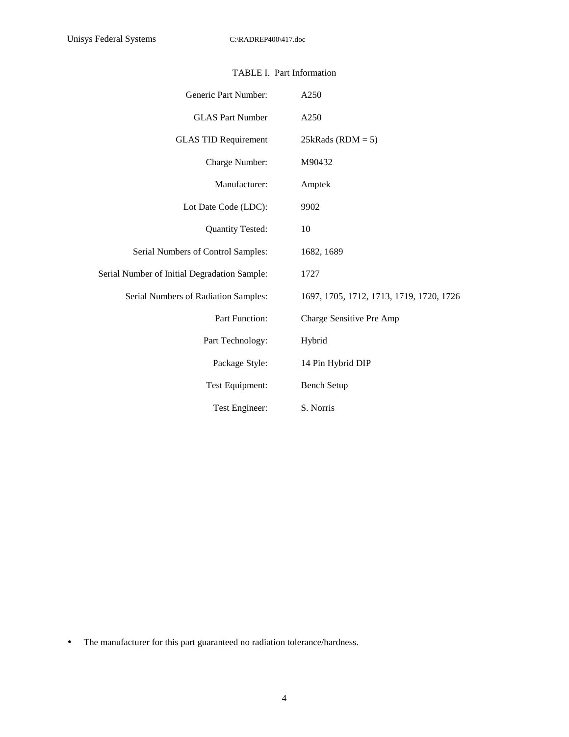TABLE I. Part Information

| | |
|---|---|
| Generic Part Number: | A250 |
| GLAS Part Number | A250 |
| GLAS TID Requirement | 25kRads (RDM = 5) |
| Charge Number: | M90432 |
| Manufacturer: | Amptek |
| Lot Date Code (LDC): | 9902 |
| Quantity Tested: | 10 |
| Serial Numbers of Control Samples: | 1682, 1689 |
| Serial Number of Initial Degradation Sample: | 1727 |
| Serial Numbers of Radiation Samples: | 1697, 1705, 1712, 1713, 1719, 1720, 1726 |
| Part Function: | Charge Sensitive Pre Amp |
| Part Technology: | Hybrid |
| Package Style: | 14 Pin Hybrid DIP |
| Test Equipment: | Bench Setup |
| Test Engineer: | S. Norris |

- The manufacturer for this part guaranteed no radiation tolerance/hardness.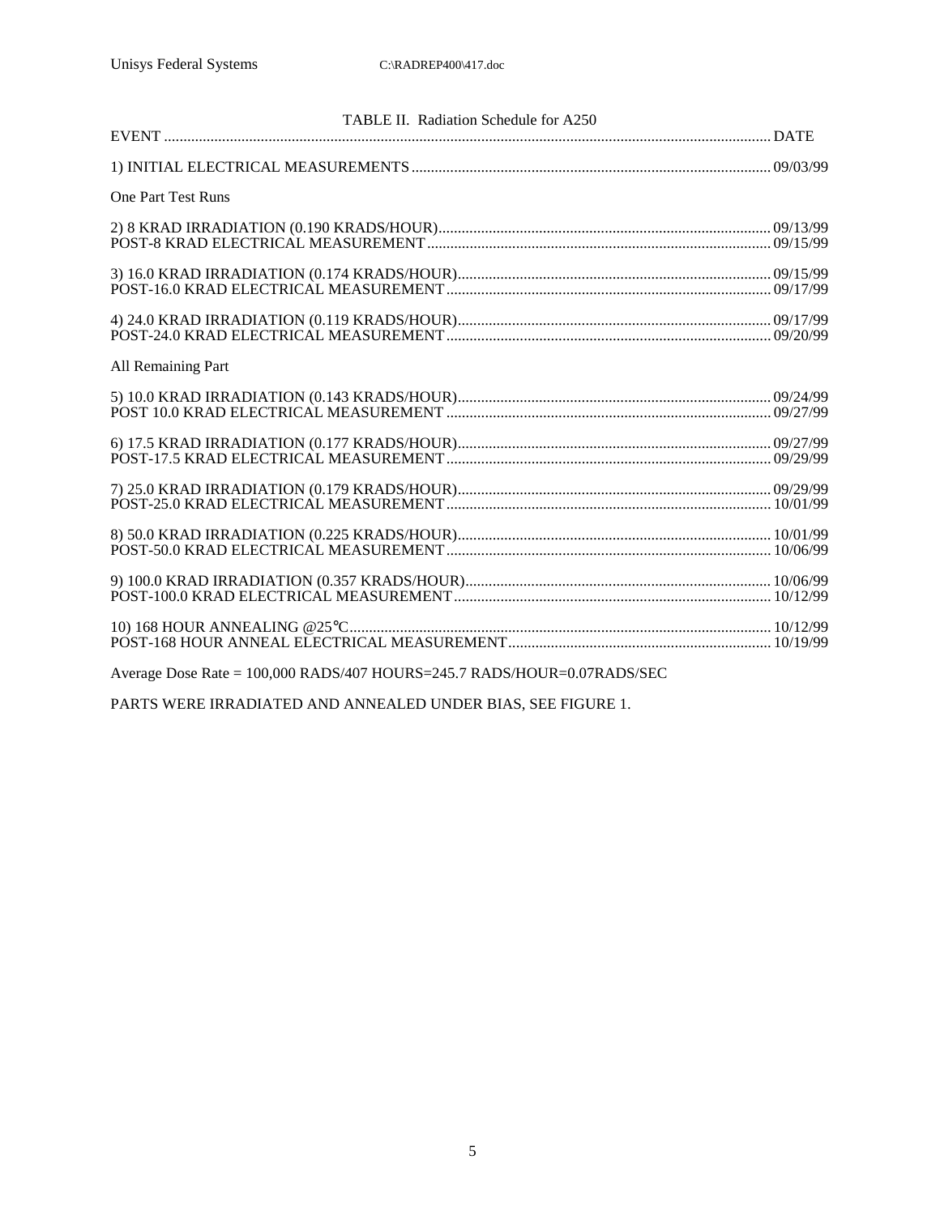TABLE II. Radiation Schedule for A250

| EVENT | DATE |
|---|---|
| 1) INITIAL ELECTRICAL MEASUREMENTS | 09/03/99 |
| One Part Test Runs | |
| 2) 8 KRAD IRRADIATION (0.190 KRADS/HOUR) | 09/13/99 |
| POST-8 KRAD ELECTRICAL MEASUREMENT | 09/15/99 |
| 3) 16.0 KRAD IRRADIATION (0.174 KRADS/HOUR) | 09/15/99 |
| POST-16.0 KRAD ELECTRICAL MEASUREMENT | 09/17/99 |
| 4) 24.0 KRAD IRRADIATION (0.119 KRADS/HOUR) | 09/17/99 |
| POST-24.0 KRAD ELECTRICAL MEASUREMENT | 09/20/99 |
| All Remaining Part | |
| 5) 10.0 KRAD IRRADIATION (0.143 KRADS/HOUR) | 09/24/99 |
| POST 10.0 KRAD ELECTRICAL MEASUREMENT | 09/27/99 |
| 6) 17.5 KRAD IRRADIATION (0.177 KRADS/HOUR) | 09/27/99 |
| POST-17.5 KRAD ELECTRICAL MEASUREMENT | 09/29/99 |
| 7) 25.0 KRAD IRRADIATION (0.179 KRADS/HOUR) | 09/29/99 |
| POST-25.0 KRAD ELECTRICAL MEASUREMENT | 10/01/99 |
| 8) 50.0 KRAD IRRADIATION (0.225 KRADS/HOUR) | 10/01/99 |
| POST-50.0 KRAD ELECTRICAL MEASUREMENT | 10/06/99 |
| 9) 100.0 KRAD IRRADIATION (0.357 KRADS/HOUR) | 10/06/99 |
| POST-100.0 KRAD ELECTRICAL MEASUREMENT | 10/12/99 |
| 10) 168 HOUR ANNEALING @25°C | 10/12/99 |
| POST-168 HOUR ANNEAL ELECTRICAL MEASUREMENT | 10/19/99 |

Average Dose Rate = 100,000 RADS/407 HOURS=245.7 RADS/HOUR=0.07RADS/SEC

PARTS WERE IRRADIATED AND ANNEALED UNDER BIAS, SEE FIGURE 1.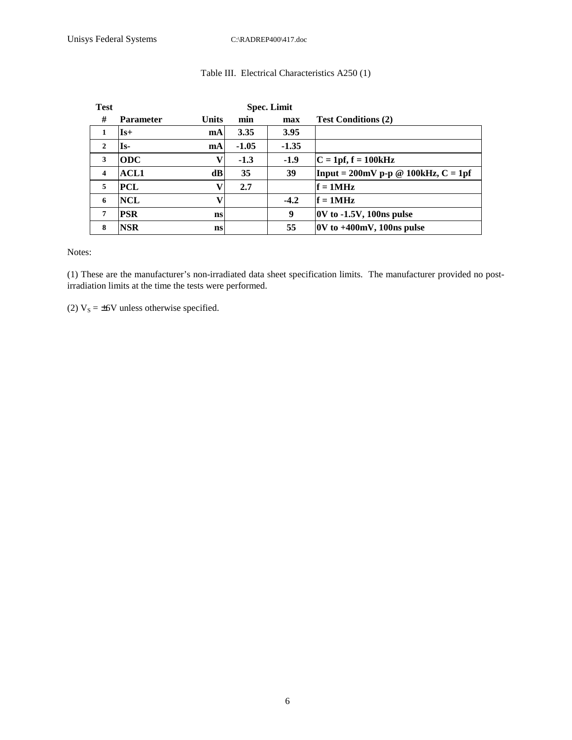Table III. Electrical Characteristics A250 (1)

| Test # | Parameter | Units | Spec. Limit min | Spec. Limit max | Test Conditions (2) |
|---|---|---|---|---|---|
| 1 | Is+ | mA | 3.35 | 3.95 | |
| 2 | Is- | mA | -1.05 | -1.35 | |
| 3 | ODC | V | -1.3 | -1.9 | C = 1pf, f = 100kHz |
| 4 | ACL1 | dB | 35 | 39 | Input = 200mV p-p @ 100kHz, C = 1pf |
| 5 | PCL | V | 2.7 | | f = 1MHz |
| 6 | NCL | V | | -4.2 | f = 1MHz |
| 7 | PSR | ns | | 9 | 0V to -1.5V, 100ns pulse |
| 8 | NSR | ns | | 55 | 0V to +400mV, 100ns pulse |

Notes:

(1) These are the manufacturer's non-irradiated data sheet specification limits. The manufacturer provided no post-irradiation limits at the time the tests were performed.

(2) $V_S = \pm 6V$ unless otherwise specified.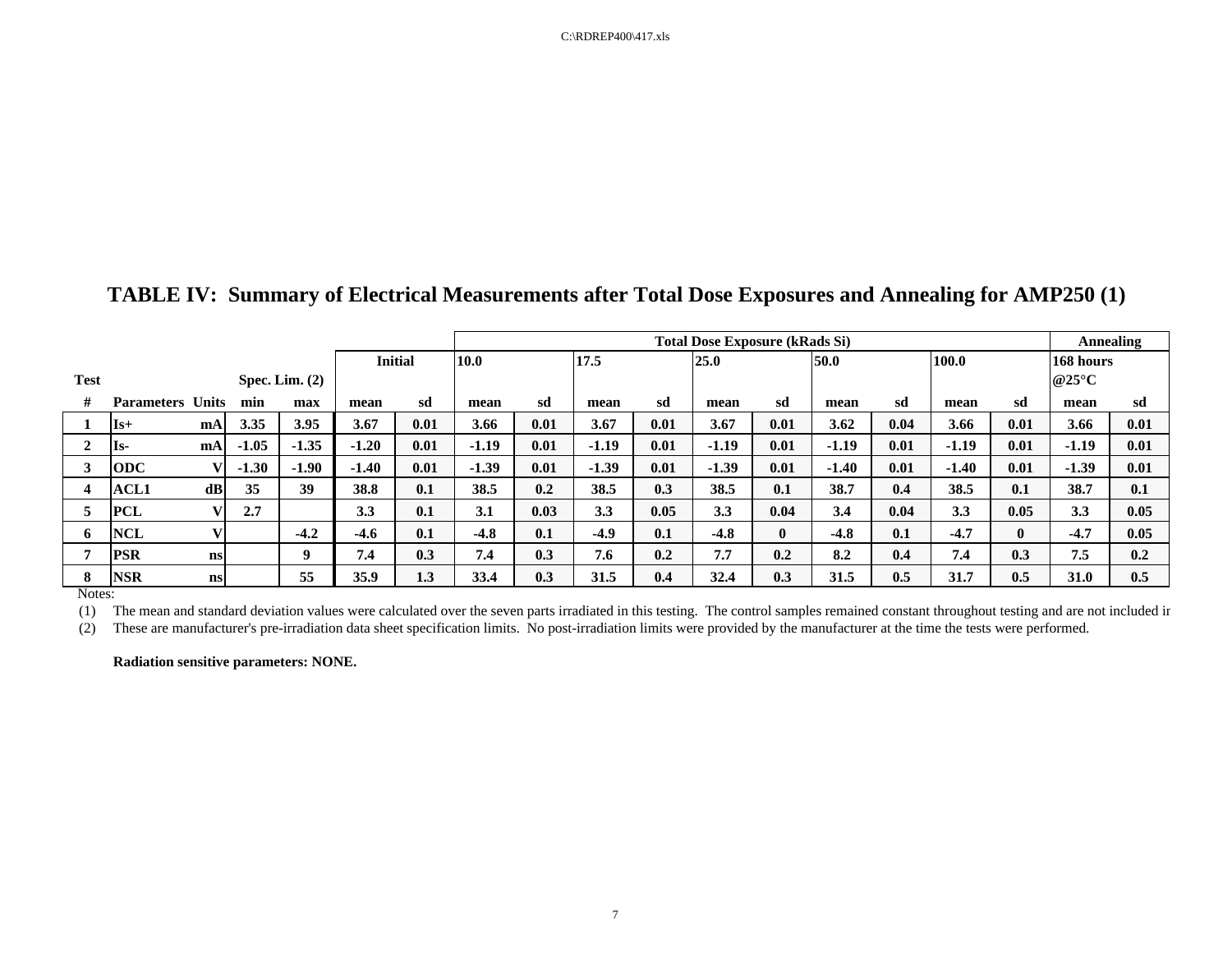# TABLE IV: Summary of Electrical Measurements after Total Dose Exposures and Annealing for AMP250 (1)

| | | | | | | | Total Dose Exposure (kRads Si) | | | | | | | | | | Annealing | |
|---|---|---|---|---|---|---|---|---|---|---|---|---|---|---|---|---|---|---|
| | | | | | Initial | | 10.0 | | 17.5 | | 25.0 | | 50.0 | | 100.0 | | 168 hours @25°C | |
| Test # | Parameters | Units | Spec. Lim. (2) min | max | mean | sd | mean | sd | mean | sd | mean | sd | mean | sd | mean | sd | mean | sd |
| 1 | Is+ | mA | 3.35 | 3.95 | 3.67 | 0.01 | 3.66 | 0.01 | 3.67 | 0.01 | 3.67 | 0.01 | 3.62 | 0.04 | 3.66 | 0.01 | 3.66 | 0.01 |
| 2 | Is- | mA | -1.05 | -1.35 | -1.20 | 0.01 | -1.19 | 0.01 | -1.19 | 0.01 | -1.19 | 0.01 | -1.19 | 0.01 | -1.19 | 0.01 | -1.19 | 0.01 |
| 3 | ODC | V | -1.30 | -1.90 | -1.40 | 0.01 | -1.39 | 0.01 | -1.39 | 0.01 | -1.39 | 0.01 | -1.40 | 0.01 | -1.40 | 0.01 | -1.39 | 0.01 |
| 4 | ACL1 | dB | 35 | 39 | 38.8 | 0.1 | 38.5 | 0.2 | 38.5 | 0.3 | 38.5 | 0.1 | 38.7 | 0.4 | 38.5 | 0.1 | 38.7 | 0.1 |
| 5 | PCL | V | 2.7 | | 3.3 | 0.1 | 3.1 | 0.03 | 3.3 | 0.05 | 3.3 | 0.04 | 3.4 | 0.04 | 3.3 | 0.05 | 3.3 | 0.05 |
| 6 | NCL | V | | -4.2 | -4.6 | 0.1 | -4.8 | 0.1 | -4.9 | 0.1 | -4.8 | 0 | -4.8 | 0.1 | -4.7 | 0 | -4.7 | 0.05 |
| 7 | PSR | ns | | 9 | 7.4 | 0.3 | 7.4 | 0.3 | 7.6 | 0.2 | 7.7 | 0.2 | 8.2 | 0.4 | 7.4 | 0.3 | 7.5 | 0.2 |
| 8 | NSR | ns | | 55 | 35.9 | 1.3 | 33.4 | 0.3 | 31.5 | 0.4 | 32.4 | 0.3 | 31.5 | 0.5 | 31.7 | 0.5 | 31.0 | 0.5 |

Notes:

(1) The mean and standard deviation values were calculated over the seven parts irradiated in this testing. The control samples remained constant throughout testing and are not included ir

(2) These are manufacturer's pre-irradiation data sheet specification limits. No post-irradiation limits were provided by the manufacturer at the time the tests were performed.

**Radiation sensitive parameters: NONE.**